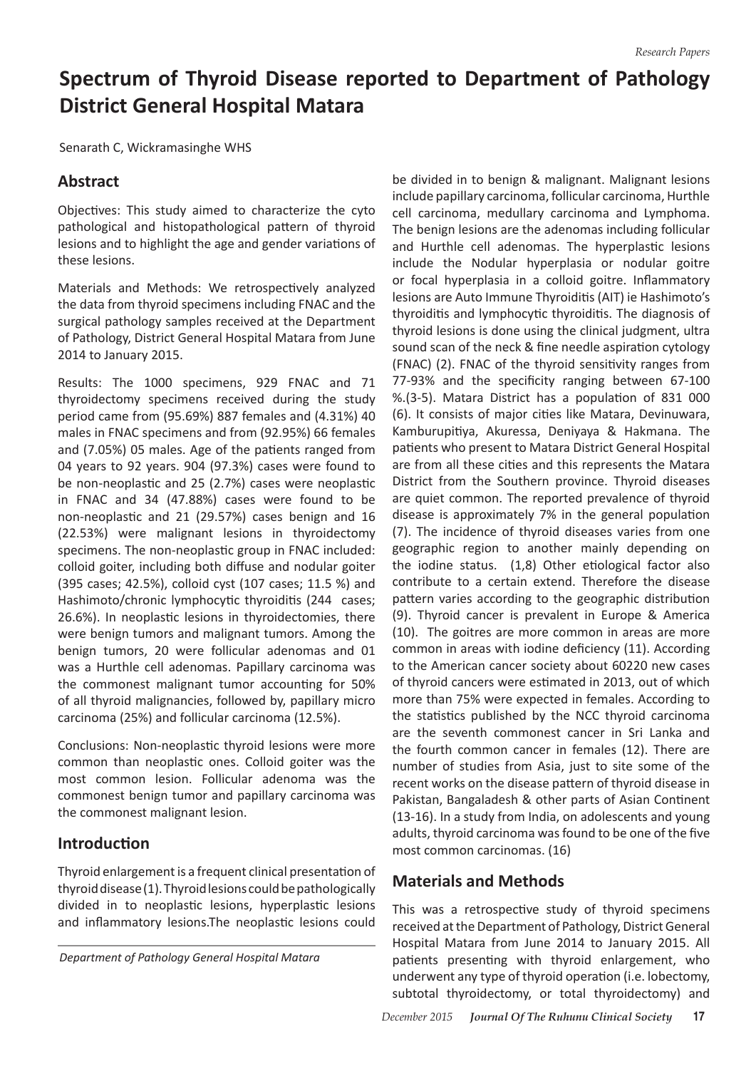# Spectrum of Thyroid Disease reported to Department of Pathology District General Hospital Matara

Senarath C, Wickramasinghe WHS

## Abstract

Objectives: This study aimed to characterize the cyto pathological and histopathological pattern of thyroid lesions and to highlight the age and gender variations of these lesions.

Materials and Methods: We retrospectively analyzed the data from thyroid specimens including FNAC and the surgical pathology samples received at the Department of Pathology, District General Hospital Matara from June 2014 to January 2015.

Results: The 1000 specimens, 929 FNAC and 71 thyroidectomy specimens received during the study period came from (95.69%) 887 females and (4.31%) 40 males in FNAC specimens and from (92.95%) 66 females and (7.05%) 05 males. Age of the patients ranged from 04 years to 92 years. 904 (97.3%) cases were found to be non-neoplastic and 25 (2.7%) cases were neoplastic in FNAC and 34 (47.88%) cases were found to be non-neoplastic and 21 (29.57%) cases benign and 16 (22.53%) were malignant lesions in thyroidectomy specimens. The non-neoplastic group in FNAC included: colloid goiter, including both diffuse and nodular goiter (395 cases; 42.5%), colloid cyst (107 cases; 11.5 %) and Hashimoto/chronic lymphocytic thyroiditis (244 cases; 26.6%). In neoplastic lesions in thyroidectomies, there were benign tumors and malignant tumors. Among the benign tumors, 20 were follicular adenomas and 01 was a Hurthle cell adenomas. Papillary carcinoma was the commonest malignant tumor accounting for 50% of all thyroid malignancies, followed by, papillary micro carcinoma (25%) and follicular carcinoma (12.5%).

Conclusions: Non-neoplastic thyroid lesions were more common than neoplastic ones. Colloid goiter was the most common lesion. Follicular adenoma was the commonest benign tumor and papillary carcinoma was the commonest malignant lesion.

## Introduction

Thyroid enlargement is a frequent clinical presentation of thyroid disease (1). Thyroid lesions could be pathologically divided in to neoplastic lesions, hyperplastic lesions and inflammatory lesions.The neoplastic lesions could be divided in to benign & malignant. Malignant lesions include papillary carcinoma, follicular carcinoma, Hurthle cell carcinoma, medullary carcinoma and Lymphoma. The benign lesions are the adenomas including follicular and Hurthle cell adenomas. The hyperplastic lesions include the Nodular hyperplasia or nodular goitre or focal hyperplasia in a colloid goitre. Inflammatory lesions are Auto Immune Thyroiditis (AIT) ie Hashimoto's thyroiditis and lymphocytic thyroiditis. The diagnosis of thyroid lesions is done using the clinical judgment, ultra sound scan of the neck & fine needle aspiration cytology (FNAC) (2). FNAC of the thyroid sensitivity ranges from 77-93% and the specificity ranging between 67-100 %.(3-5). Matara District has a population of 831 000 (6). It consists of major cities like Matara, Devinuwara, Kamburupitiya, Akuressa, Deniyaya & Hakmana. The patients who present to Matara District General Hospital are from all these cities and this represents the Matara District from the Southern province. Thyroid diseases are quiet common. The reported prevalence of thyroid disease is approximately 7% in the general population (7). The incidence of thyroid diseases varies from one geographic region to another mainly depending on the iodine status. (1,8) Other etiological factor also contribute to a certain extend. Therefore the disease pattern varies according to the geographic distribution (9). Thyroid cancer is prevalent in Europe & America (10). The goitres are more common in areas are more common in areas with iodine deficiency (11). According to the American cancer society about 60220 new cases of thyroid cancers were estimated in 2013, out of which more than 75% were expected in females. According to the statistics published by the NCC thyroid carcinoma are the seventh commonest cancer in Sri Lanka and the fourth common cancer in females (12). There are number of studies from Asia, just to site some of the recent works on the disease pattern of thyroid disease in Pakistan, Bangaladesh & other parts of Asian Continent (13-16). In a study from India, on adolescents and young adults, thyroid carcinoma was found to be one of the five most common carcinomas. (16)

## Materials and Methods

This was a retrospective study of thyroid specimens received at the Department of Pathology, District General Hospital Matara from June 2014 to January 2015. All patients presenting with thyroid enlargement, who underwent any type of thyroid operation (i.e. lobectomy, subtotal thyroidectomy, or total thyroidectomy) and

*Department of Pathology General Hospital Matara*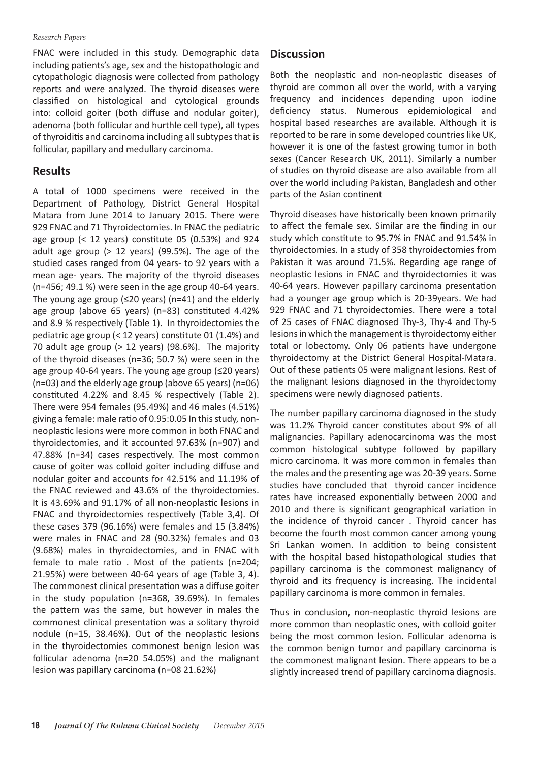FNAC were included in this study. Demographic data including patients's age, sex and the histopathologic and cytopathologic diagnosis were collected from pathology reports and were analyzed. The thyroid diseases were classified on histological and cytological grounds into: colloid goiter (both diffuse and nodular goiter), adenoma (both follicular and hurthle cell type), all types of thyroiditis and carcinoma including all subtypes that is follicular, papillary and medullary carcinoma.

## Results

A total of 1000 specimens were received in the Department of Pathology, District General Hospital Matara from June 2014 to January 2015. There were 929 FNAC and 71 Thyroidectomies. In FNAC the pediatric age group (< 12 years) constitute 05 (0.53%) and 924 adult age group (> 12 years) (99.5%). The age of the studied cases ranged from 04 years- to 92 years with a mean age- years. The majority of the thyroid diseases (n=456; 49.1 %) were seen in the age group 40-64 years. The young age group (≤20 years) (n=41) and the elderly age group (above 65 years) (n=83) constituted 4.42% and 8.9 % respectively (Table 1). In thyroidectomies the pediatric age group (< 12 years) constitute 01 (1.4%) and 70 adult age group (> 12 years) (98.6%). The majority of the thyroid diseases (n=36; 50.7 %) were seen in the age group 40-64 years. The young age group (≤20 years) (n=03) and the elderly age group (above 65 years) (n=06) constituted 4.22% and 8.45 % respectively (Table 2). There were 954 females (95.49%) and 46 males (4.51%) giving a female: male ratio of 0.95:0.05 In this study, non-neoplastic lesions were more common in both FNAC and thyroidectomies, and it accounted 97.63% (n=907) and 47.88% (n=34) cases respectively. The most common cause of goiter was colloid goiter including diffuse and nodular goiter and accounts for 42.51% and 11.19% of the FNAC reviewed and 43.6% of the thyroidectomies. It is 43.69% and 91.17% of all non-neoplastic lesions in FNAC and thyroidectomies respectively (Table 3,4). Of these cases 379 (96.16%) were females and 15 (3.84%) were males in FNAC and 28 (90.32%) females and 03 (9.68%) males in thyroidectomies, and in FNAC with female to male ratio . Most of the patients (n=204; 21.95%) were between 40-64 years of age (Table 3, 4). The commonest clinical presentation was a diffuse goiter in the study population (n=368, 39.69%). In females the pattern was the same, but however in males the commonest clinical presentation was a solitary thyroid nodule (n=15, 38.46%). Out of the neoplastic lesions in the thyroidectomies commonest benign lesion was follicular adenoma (n=20 54.05%) and the malignant lesion was papillary carcinoma (n=08 21.62%)

## Discussion

Both the neoplastic and non-neoplastic diseases of thyroid are common all over the world, with a varying frequency and incidences depending upon iodine deficiency status. Numerous epidemiological and hospital based researches are available. Although it is reported to be rare in some developed countries like UK, however it is one of the fastest growing tumor in both sexes (Cancer Research UK, 2011). Similarly a number of studies on thyroid disease are also available from all over the world including Pakistan, Bangladesh and other parts of the Asian continent

Thyroid diseases have historically been known primarily to affect the female sex. Similar are the finding in our study which constitute to 95.7% in FNAC and 91.54% in thyroidectomies. In a study of 358 thyroidectomies from Pakistan it was around 71.5%. Regarding age range of neoplastic lesions in FNAC and thyroidectomies it was 40-64 years. However papillary carcinoma presentation had a younger age group which is 20-39years. We had 929 FNAC and 71 thyroidectomies. There were a total of 25 cases of FNAC diagnosed Thy-3, Thy-4 and Thy-5 lesions in which the management is thyroidectomy either total or lobectomy. Only 06 patients have undergone thyroidectomy at the District General Hospital-Matara. Out of these patients 05 were malignant lesions. Rest of the malignant lesions diagnosed in the thyroidectomy specimens were newly diagnosed patients.

The number papillary carcinoma diagnosed in the study was 11.2% Thyroid cancer constitutes about 9% of all malignancies. Papillary adenocarcinoma was the most common histological subtype followed by papillary micro carcinoma. It was more common in females than the males and the presenting age was 20-39 years. Some studies have concluded that thyroid cancer incidence rates have increased exponentially between 2000 and 2010 and there is significant geographical variation in the incidence of thyroid cancer . Thyroid cancer has become the fourth most common cancer among young Sri Lankan women. In addition to being consistent with the hospital based histopathological studies that papillary carcinoma is the commonest malignancy of thyroid and its frequency is increasing. The incidental papillary carcinoma is more common in females.

Thus in conclusion, non-neoplastic thyroid lesions are more common than neoplastic ones, with colloid goiter being the most common lesion. Follicular adenoma is the common benign tumor and papillary carcinoma is the commonest malignant lesion. There appears to be a slightly increased trend of papillary carcinoma diagnosis.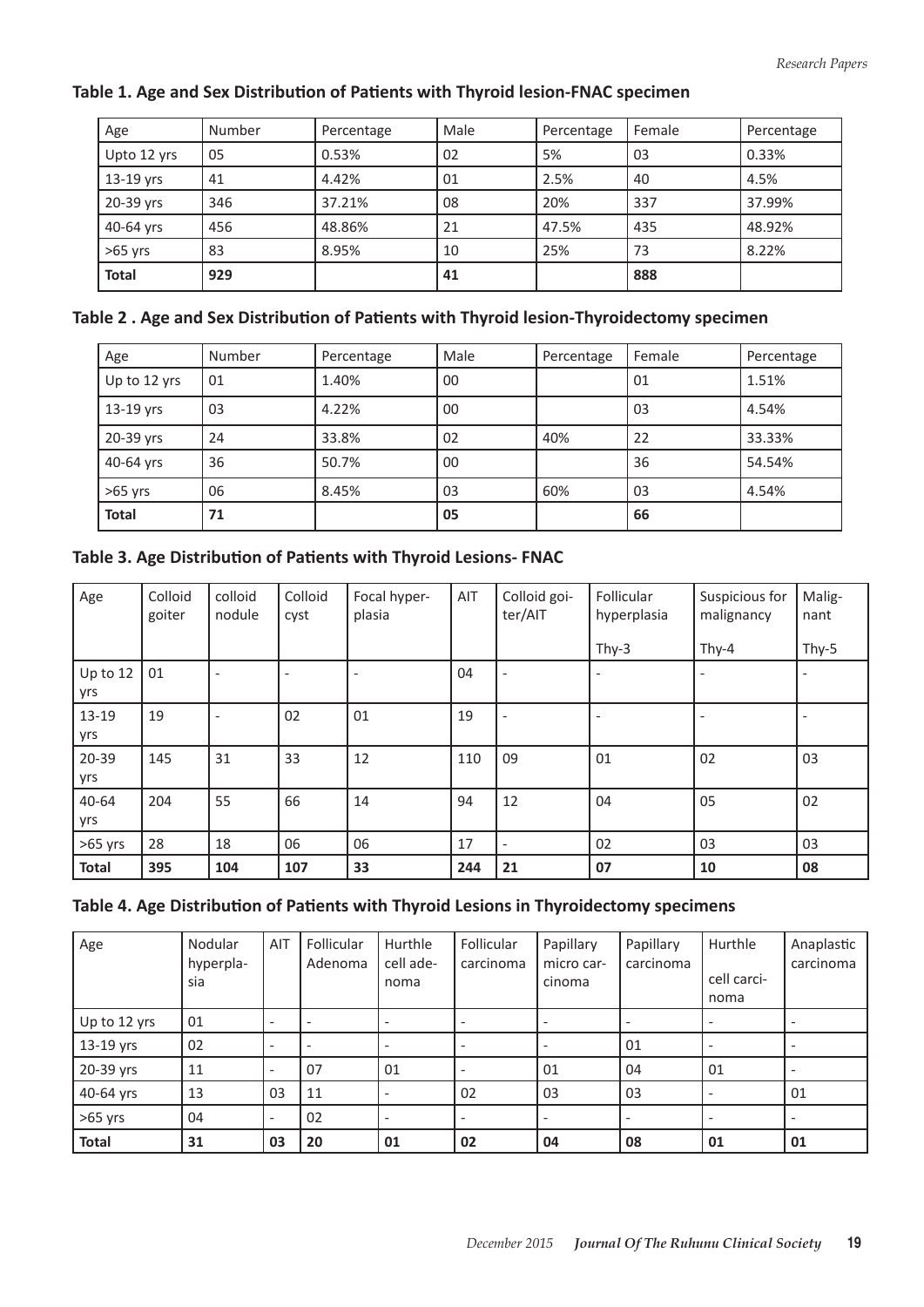**Table 1. Age and Sex Distribution of Patients with Thyroid lesion-FNAC specimen**

| Age | Number | Percentage | Male | Percentage | Female | Percentage |
|---|---|---|---|---|---|---|
| Upto 12 yrs | 05 | 0.53% | 02 | 5% | 03 | 0.33% |
| 13-19 yrs | 41 | 4.42% | 01 | 2.5% | 40 | 4.5% |
| 20-39 yrs | 346 | 37.21% | 08 | 20% | 337 | 37.99% |
| 40-64 yrs | 456 | 48.86% | 21 | 47.5% | 435 | 48.92% |
| >65 yrs | 83 | 8.95% | 10 | 25% | 73 | 8.22% |
| **Total** | **929** | | **41** | | **888** | |

**Table 2 . Age and Sex Distribution of Patients with Thyroid lesion-Thyroidectomy specimen**

| Age | Number | Percentage | Male | Percentage | Female | Percentage |
|---|---|---|---|---|---|---|
| Up to 12 yrs | 01 | 1.40% | 00 | | 01 | 1.51% |
| 13-19 yrs | 03 | 4.22% | 00 | | 03 | 4.54% |
| 20-39 yrs | 24 | 33.8% | 02 | 40% | 22 | 33.33% |
| 40-64 yrs | 36 | 50.7% | 00 | | 36 | 54.54% |
| >65 yrs | 06 | 8.45% | 03 | 60% | 03 | 4.54% |
| **Total** | **71** | | **05** | | **66** | |

**Table 3. Age Distribution of Patients with Thyroid Lesions- FNAC**

| Age | Colloid goiter | colloid nodule | Colloid cyst | Focal hyper-plasia | AIT | Colloid goi-ter/AIT | Follicular hyperplasia | Suspicious for malignancy | Malig-nant |
|---|---|---|---|---|---|---|---|---|---|
| | | | | | | | Thy-3 | Thy-4 | Thy-5 |
| Up to 12 yrs | 01 | - | - | - | 04 | - | - | - | - |
| 13-19 yrs | 19 | - | 02 | 01 | 19 | - | - | - | - |
| 20-39 yrs | 145 | 31 | 33 | 12 | 110 | 09 | 01 | 02 | 03 |
| 40-64 yrs | 204 | 55 | 66 | 14 | 94 | 12 | 04 | 05 | 02 |
| >65 yrs | 28 | 18 | 06 | 06 | 17 | - | 02 | 03 | 03 |
| **Total** | **395** | **104** | **107** | **33** | **244** | **21** | **07** | **10** | **08** |

**Table 4. Age Distribution of Patients with Thyroid Lesions in Thyroidectomy specimens**

| Age | Nodular hyperpla-sia | AIT | Follicular Adenoma | Hurthle cell ade-noma | Follicular carcinoma | Papillary micro car-cinoma | Papillary carcinoma | Hurthle cell carci-noma | Anaplastic carcinoma |
|---|---|---|---|---|---|---|---|---|---|
| Up to 12 yrs | 01 | - | - | - | - | - | - | - | - |
| 13-19 yrs | 02 | - | - | - | - | - | 01 | - | - |
| 20-39 yrs | 11 | - | 07 | 01 | - | 01 | 04 | 01 | - |
| 40-64 yrs | 13 | 03 | 11 | - | 02 | 03 | 03 | - | 01 |
| >65 yrs | 04 | - | 02 | - | - | - | - | - | - |
| **Total** | **31** | **03** | **20** | **01** | **02** | **04** | **08** | **01** | **01** |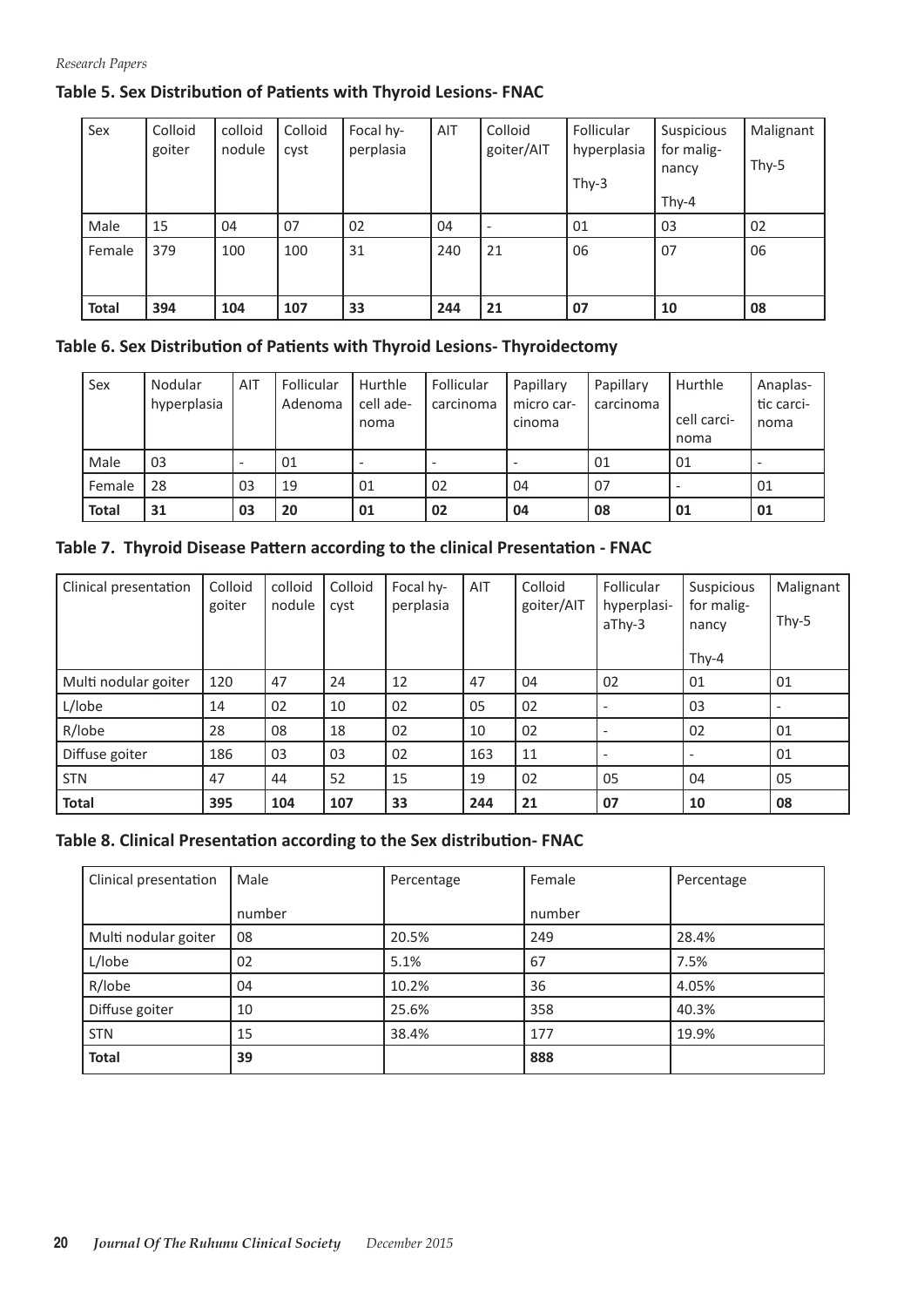**Table 5. Sex Distribution of Patients with Thyroid Lesions- FNAC**

| Sex | Colloid goiter | colloid nodule | Colloid cyst | Focal hy-perplasia | AIT | Colloid goiter/AIT | Follicular hyperplasia Thy-3 | Suspicious for malig-nancy Thy-4 | Malignant Thy-5 |
|---|---|---|---|---|---|---|---|---|---|
| Male | 15 | 04 | 07 | 02 | 04 | - | 01 | 03 | 02 |
| Female | 379 | 100 | 100 | 31 | 240 | 21 | 06 | 07 | 06 |
| **Total** | **394** | **104** | **107** | **33** | **244** | **21** | **07** | **10** | **08** |

**Table 6. Sex Distribution of Patients with Thyroid Lesions- Thyroidectomy**

| Sex | Nodular hyperplasia | AIT | Follicular Adenoma | Hurthle cell ade-noma | Follicular carcinoma | Papillary micro car-cinoma | Papillary carcinoma | Hurthle cell carci-noma | Anaplas-tic carci-noma |
|---|---|---|---|---|---|---|---|---|---|
| Male | 03 | - | 01 | - | - | - | 01 | 01 | - |
| Female | 28 | 03 | 19 | 01 | 02 | 04 | 07 | - | 01 |
| **Total** | **31** | **03** | **20** | **01** | **02** | **04** | **08** | **01** | **01** |

**Table 7. Thyroid Disease Pattern according to the clinical Presentation - FNAC**

| Clinical presentation | Colloid goiter | colloid nodule | Colloid cyst | Focal hy-perplasia | AIT | Colloid goiter/AIT | Follicular hyperplasi-aThy-3 | Suspicious for malig-nancy Thy-4 | Malignant Thy-5 |
|---|---|---|---|---|---|---|---|---|---|
| Multi nodular goiter | 120 | 47 | 24 | 12 | 47 | 04 | 02 | 01 | 01 |
| L/lobe | 14 | 02 | 10 | 02 | 05 | 02 | - | 03 | - |
| R/lobe | 28 | 08 | 18 | 02 | 10 | 02 | - | 02 | 01 |
| Diffuse goiter | 186 | 03 | 03 | 02 | 163 | 11 | - | - | 01 |
| STN | 47 | 44 | 52 | 15 | 19 | 02 | 05 | 04 | 05 |
| **Total** | **395** | **104** | **107** | **33** | **244** | **21** | **07** | **10** | **08** |

**Table 8. Clinical Presentation according to the Sex distribution- FNAC**

| Clinical presentation | Male number | Percentage | Female number | Percentage |
|---|---|---|---|---|
| Multi nodular goiter | 08 | 20.5% | 249 | 28.4% |
| L/lobe | 02 | 5.1% | 67 | 7.5% |
| R/lobe | 04 | 10.2% | 36 | 4.05% |
| Diffuse goiter | 10 | 25.6% | 358 | 40.3% |
| STN | 15 | 38.4% | 177 | 19.9% |
| **Total** | **39** | | **888** | |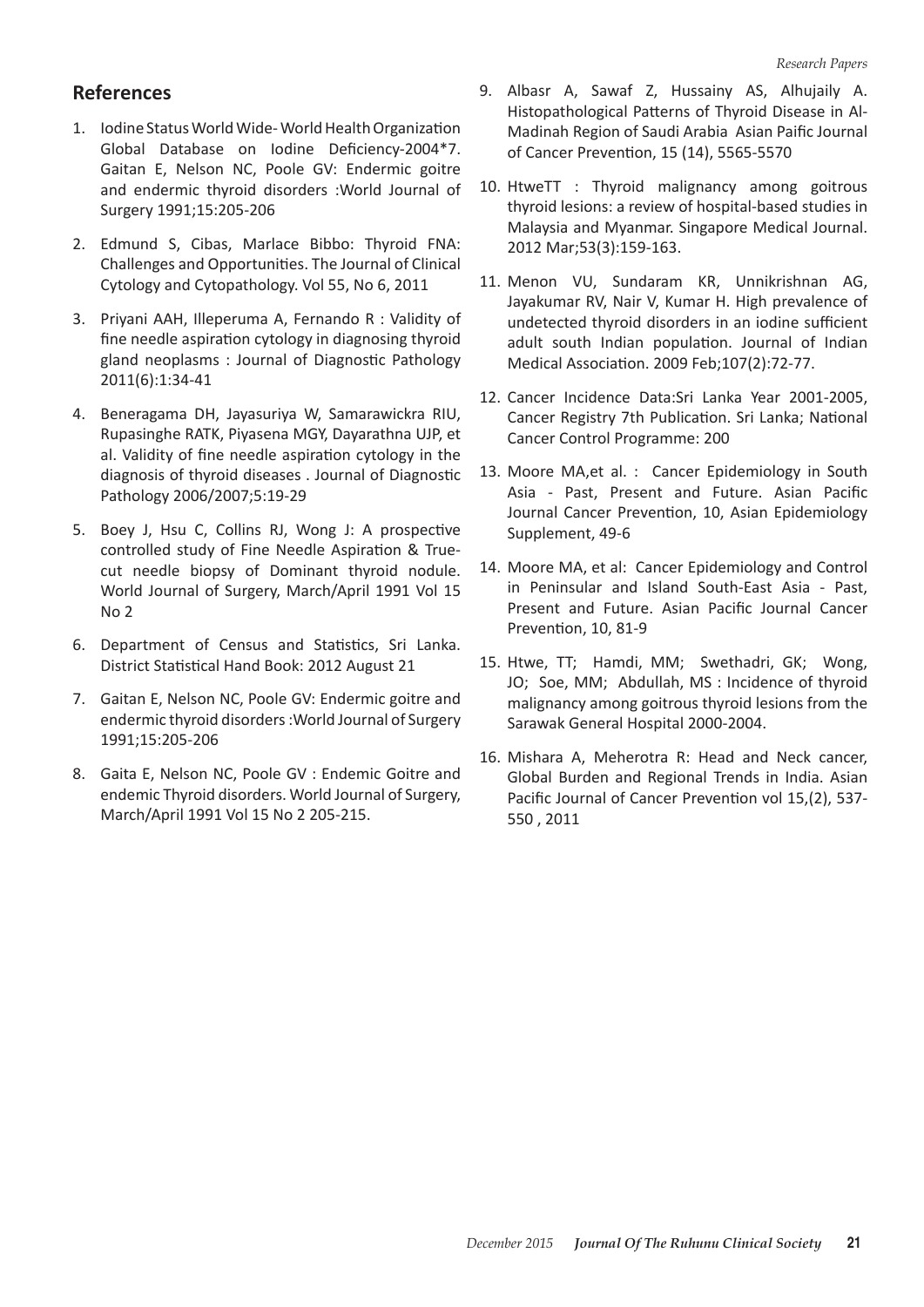## References

1. Iodine Status World Wide- World Health Organization Global Database on Iodine Deficiency-2004*7. Gaitan E, Nelson NC, Poole GV: Endermic goitre and endermic thyroid disorders :World Journal of Surgery 1991;15:205-206

2. Edmund S, Cibas, Marlace Bibbo: Thyroid FNA: Challenges and Opportunities. The Journal of Clinical Cytology and Cytopathology. Vol 55, No 6, 2011

3. Priyani AAH, Illeperuma A, Fernando R : Validity of fine needle aspiration cytology in diagnosing thyroid gland neoplasms : Journal of Diagnostic Pathology 2011(6):1:34-41

4. Beneragama DH, Jayasuriya W, Samarawickra RIU, Rupasinghe RATK, Piyasena MGY, Dayarathna UJP, et al. Validity of fine needle aspiration cytology in the diagnosis of thyroid diseases . Journal of Diagnostic Pathology 2006/2007;5:19-29

5. Boey J, Hsu C, Collins RJ, Wong J: A prospective controlled study of Fine Needle Aspiration & True-cut needle biopsy of Dominant thyroid nodule. World Journal of Surgery, March/April 1991 Vol 15 No 2

6. Department of Census and Statistics, Sri Lanka. District Statistical Hand Book: 2012 August 21

7. Gaitan E, Nelson NC, Poole GV: Endermic goitre and endermic thyroid disorders :World Journal of Surgery 1991;15:205-206

8. Gaita E, Nelson NC, Poole GV : Endemic Goitre and endemic Thyroid disorders. World Journal of Surgery, March/April 1991 Vol 15 No 2 205-215.

9. Albasr A, Sawaf Z, Hussainy AS, Alhujaily A. Histopathological Patterns of Thyroid Disease in Al-Madinah Region of Saudi Arabia Asian Paific Journal of Cancer Prevention, 15 (14), 5565-5570

10. HtweTT : Thyroid malignancy among goitrous thyroid lesions: a review of hospital-based studies in Malaysia and Myanmar. Singapore Medical Journal. 2012 Mar;53(3):159-163.

11. Menon VU, Sundaram KR, Unnikrishnan AG, Jayakumar RV, Nair V, Kumar H. High prevalence of undetected thyroid disorders in an iodine sufficient adult south Indian population. Journal of Indian Medical Association. 2009 Feb;107(2):72-77.

12. Cancer Incidence Data:Sri Lanka Year 2001-2005, Cancer Registry 7th Publication. Sri Lanka; National Cancer Control Programme: 200

13. Moore MA,et al. : Cancer Epidemiology in South Asia - Past, Present and Future. Asian Pacific Journal Cancer Prevention, 10, Asian Epidemiology Supplement, 49-6

14. Moore MA, et al: Cancer Epidemiology and Control in Peninsular and Island South-East Asia - Past, Present and Future. Asian Pacific Journal Cancer Prevention, 10, 81-9

15. Htwe, TT; Hamdi, MM; Swethadri, GK; Wong, JO; Soe, MM; Abdullah, MS : Incidence of thyroid malignancy among goitrous thyroid lesions from the Sarawak General Hospital 2000-2004.

16. Mishara A, Meherotra R: Head and Neck cancer, Global Burden and Regional Trends in India. Asian Pacific Journal of Cancer Prevention vol 15,(2), 537-550 , 2011